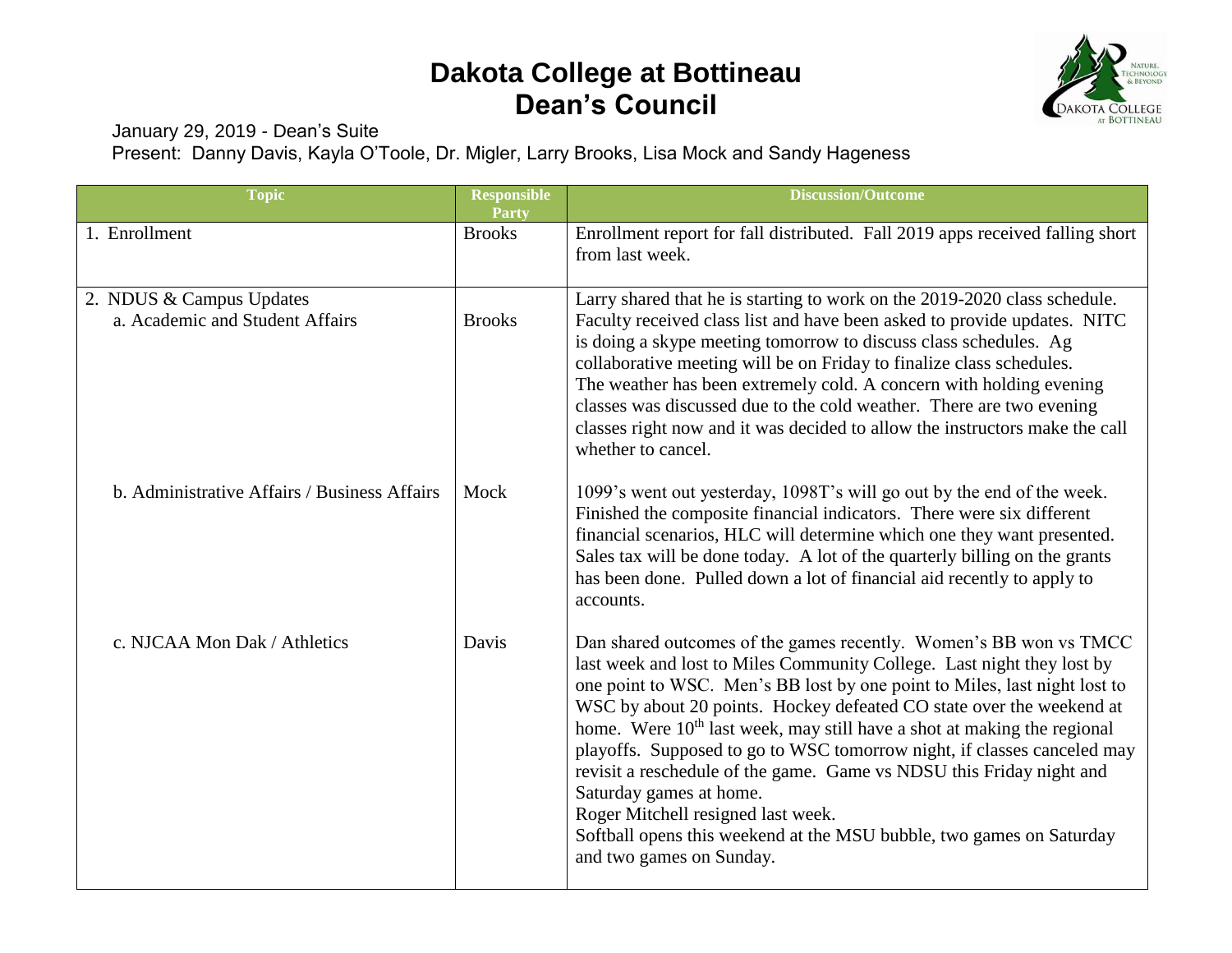# Dakota College at Bottineau
# Dean's Council

January 29, 2019 - Dean's Suite
Present: Danny Davis, Kayla O'Toole, Dr. Migler, Larry Brooks, Lisa Mock and Sandy Hageness

| Topic | Responsible Party | Discussion/Outcome |
|---|---|---|
| 1. Enrollment | Brooks | Enrollment report for fall distributed. Fall 2019 apps received falling short from last week. |
| 2. NDUS & Campus Updates<br>a. Academic and Student Affairs | Brooks | Larry shared that he is starting to work on the 2019-2020 class schedule. Faculty received class list and have been asked to provide updates. NITC is doing a skype meeting tomorrow to discuss class schedules. Ag collaborative meeting will be on Friday to finalize class schedules.<br>The weather has been extremely cold. A concern with holding evening classes was discussed due to the cold weather. There are two evening classes right now and it was decided to allow the instructors make the call whether to cancel. |
| b. Administrative Affairs / Business Affairs | Mock | 1099's went out yesterday, 1098T's will go out by the end of the week. Finished the composite financial indicators. There were six different financial scenarios, HLC will determine which one they want presented. Sales tax will be done today. A lot of the quarterly billing on the grants has been done. Pulled down a lot of financial aid recently to apply to accounts. |
| c. NJCAA Mon Dak / Athletics | Davis | Dan shared outcomes of the games recently. Women's BB won vs TMCC last week and lost to Miles Community College. Last night they lost by one point to WSC. Men's BB lost by one point to Miles, last night lost to WSC by about 20 points. Hockey defeated CO state over the weekend at home. Were 10th last week, may still have a shot at making the regional playoffs. Supposed to go to WSC tomorrow night, if classes canceled may revisit a reschedule of the game. Game vs NDSU this Friday night and Saturday games at home.<br>Roger Mitchell resigned last week.<br>Softball opens this weekend at the MSU bubble, two games on Saturday and two games on Sunday. |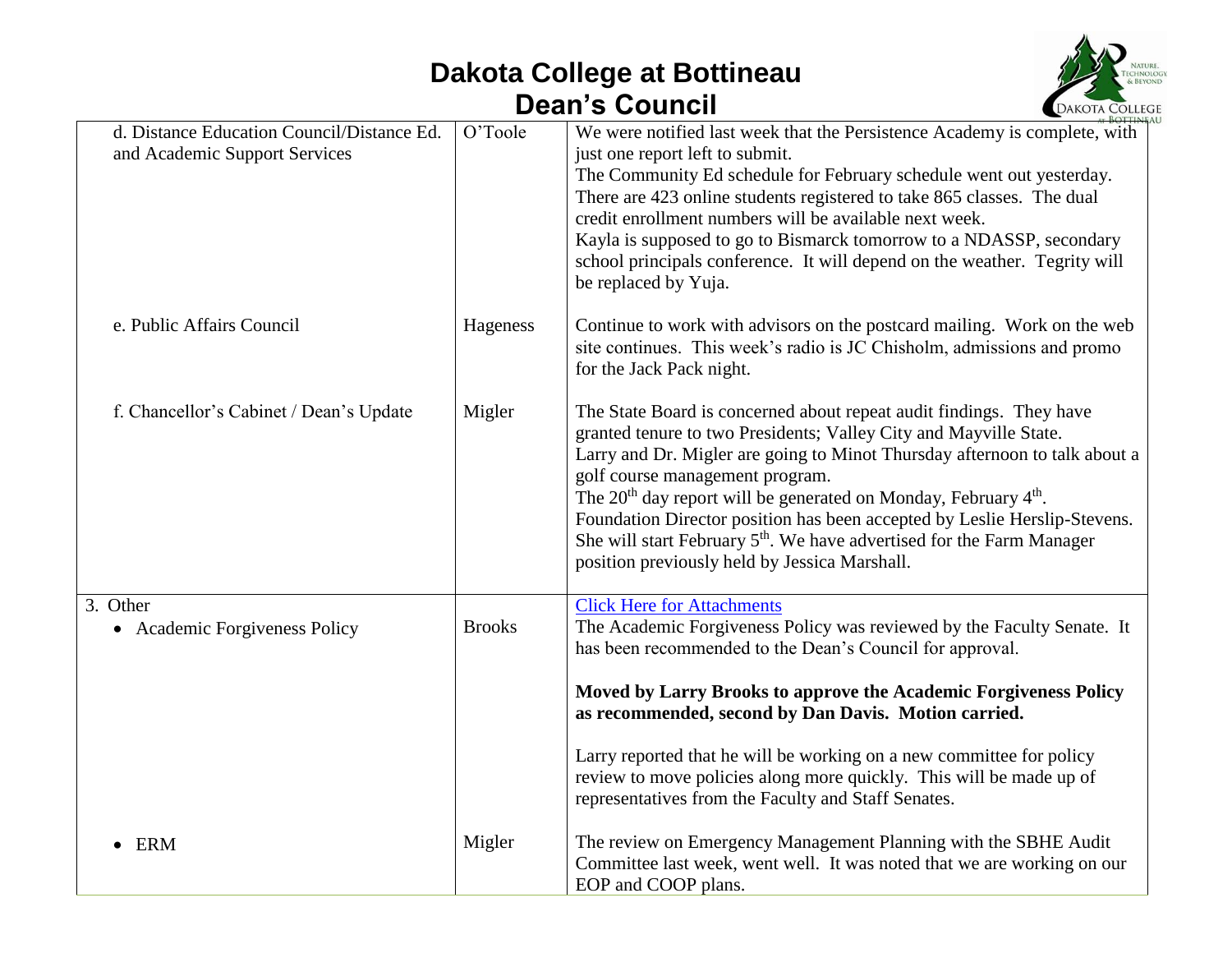| | | |
|---|---|---|
| d. Distance Education Council/Distance Ed. and Academic Support Services | O'Toole | We were notified last week that the Persistence Academy is complete, with just one report left to submit.<br>The Community Ed schedule for February schedule went out yesterday. There are 423 online students registered to take 865 classes. The dual credit enrollment numbers will be available next week.<br>Kayla is supposed to go to Bismarck tomorrow to a NDASSP, secondary school principals conference. It will depend on the weather. Tegrity will be replaced by Yuja. |
| e. Public Affairs Council | Hageness | Continue to work with advisors on the postcard mailing. Work on the web site continues. This week's radio is JC Chisholm, admissions and promo for the Jack Pack night. |
| f. Chancellor's Cabinet / Dean's Update | Migler | The State Board is concerned about repeat audit findings. They have granted tenure to two Presidents; Valley City and Mayville State.<br>Larry and Dr. Migler are going to Minot Thursday afternoon to talk about a golf course management program.<br>The 20th day report will be generated on Monday, February 4th.<br>Foundation Director position has been accepted by Leslie Herslip-Stevens. She will start February 5th. We have advertised for the Farm Manager position previously held by Jessica Marshall. |
| 3. Other<br>• Academic Forgiveness Policy | Brooks | [Click Here for Attachments]<br>The Academic Forgiveness Policy was reviewed by the Faculty Senate. It has been recommended to the Dean's Council for approval.<br><br>**Moved by Larry Brooks to approve the Academic Forgiveness Policy as recommended, second by Dan Davis. Motion carried.**<br><br>Larry reported that he will be working on a new committee for policy review to move policies along more quickly. This will be made up of representatives from the Faculty and Staff Senates. |
| • ERM | Migler | The review on Emergency Management Planning with the SBHE Audit Committee last week, went well. It was noted that we are working on our EOP and COOP plans. |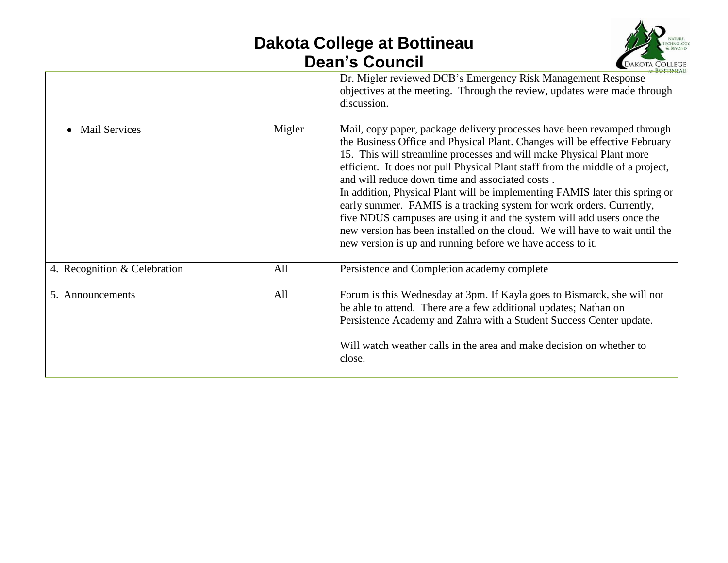| | | |
|---|---|---|
| | | Dr. Migler reviewed DCB's Emergency Risk Management Response objectives at the meeting. Through the review, updates were made through discussion. |
| • Mail Services | Migler | Mail, copy paper, package delivery processes have been revamped through the Business Office and Physical Plant. Changes will be effective February 15. This will streamline processes and will make Physical Plant more efficient. It does not pull Physical Plant staff from the middle of a project, and will reduce down time and associated costs . In addition, Physical Plant will be implementing FAMIS later this spring or early summer. FAMIS is a tracking system for work orders. Currently, five NDUS campuses are using it and the system will add users once the new version has been installed on the cloud. We will have to wait until the new version is up and running before we have access to it. |
| 4. Recognition & Celebration | All | Persistence and Completion academy complete |
| 5. Announcements | All | Forum is this Wednesday at 3pm. If Kayla goes to Bismarck, she will not be able to attend. There are a few additional updates; Nathan on Persistence Academy and Zahra with a Student Success Center update. Will watch weather calls in the area and make decision on whether to close. |